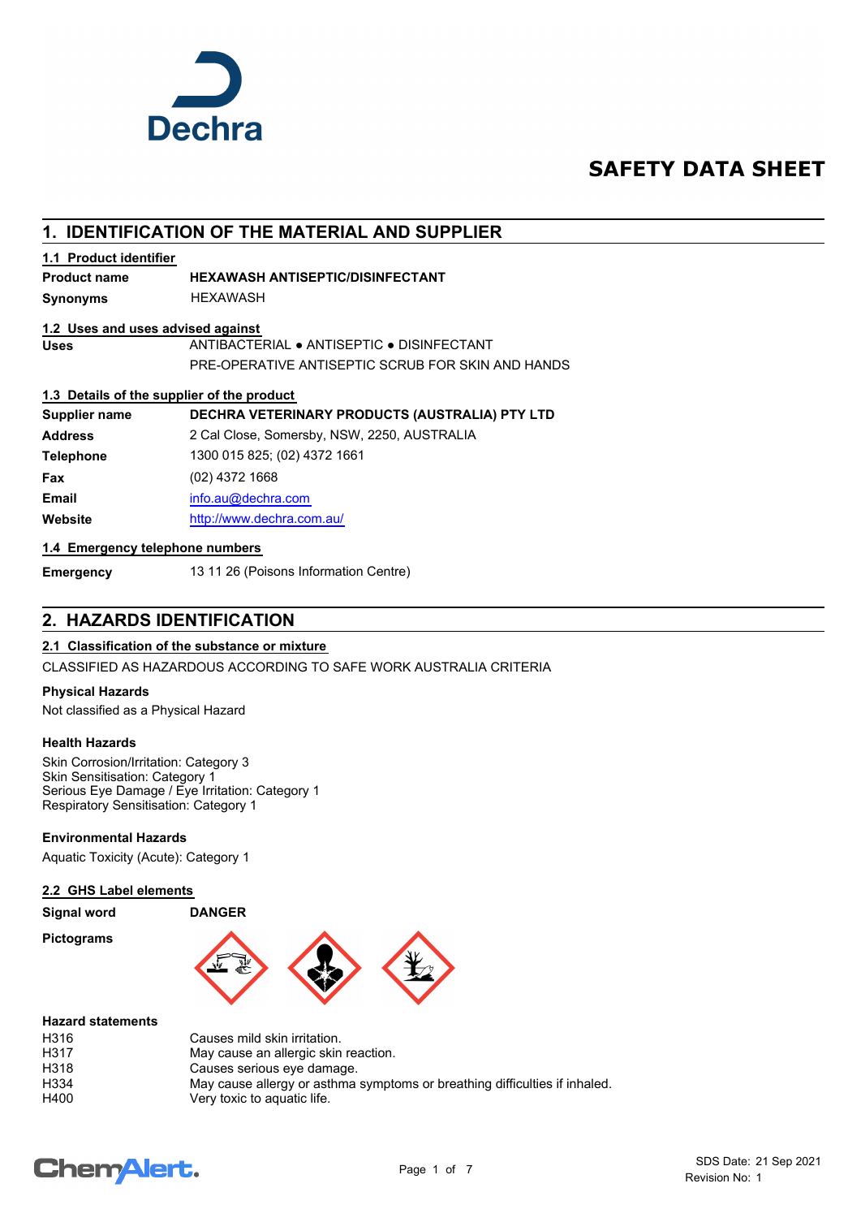Dechra

# SAFETY DATA SHEET

## 1. IDENTIFICATION OF THE MATERIAL AND SUPPLIER

### 1.1 Product identifier

**Product name** **HEXAWASH ANTISEPTIC/DISINFECTANT**

**Synonyms** HEXAWASH

### 1.2 Uses and uses advised against

**Uses** ANTIBACTERIAL ● ANTISEPTIC ● DISINFECTANT
PRE-OPERATIVE ANTISEPTIC SCRUB FOR SKIN AND HANDS

### 1.3 Details of the supplier of the product

**Supplier name** **DECHRA VETERINARY PRODUCTS (AUSTRALIA) PTY LTD**

**Address** 2 Cal Close, Somersby, NSW, 2250, AUSTRALIA

**Telephone** 1300 015 825; (02) 4372 1661

**Fax** (02) 4372 1668

**Email** info.au@dechra.com

**Website** http://www.dechra.com.au/

### 1.4 Emergency telephone numbers

**Emergency** 13 11 26 (Poisons Information Centre)

## 2. HAZARDS IDENTIFICATION

### 2.1 Classification of the substance or mixture

CLASSIFIED AS HAZARDOUS ACCORDING TO SAFE WORK AUSTRALIA CRITERIA

**Physical Hazards**

Not classified as a Physical Hazard

**Health Hazards**

Skin Corrosion/Irritation: Category 3
Skin Sensitisation: Category 1
Serious Eye Damage / Eye Irritation: Category 1
Respiratory Sensitisation: Category 1

**Environmental Hazards**

Aquatic Toxicity (Acute): Category 1

### 2.2 GHS Label elements

**Signal word** **DANGER**

**Pictograms**

**Hazard statements**

| | |
|---|---|
| H316 | Causes mild skin irritation. |
| H317 | May cause an allergic skin reaction. |
| H318 | Causes serious eye damage. |
| H334 | May cause allergy or asthma symptoms or breathing difficulties if inhaled. |
| H400 | Very toxic to aquatic life. |

SDS Date: 21 Sep 2021
Revision No: 1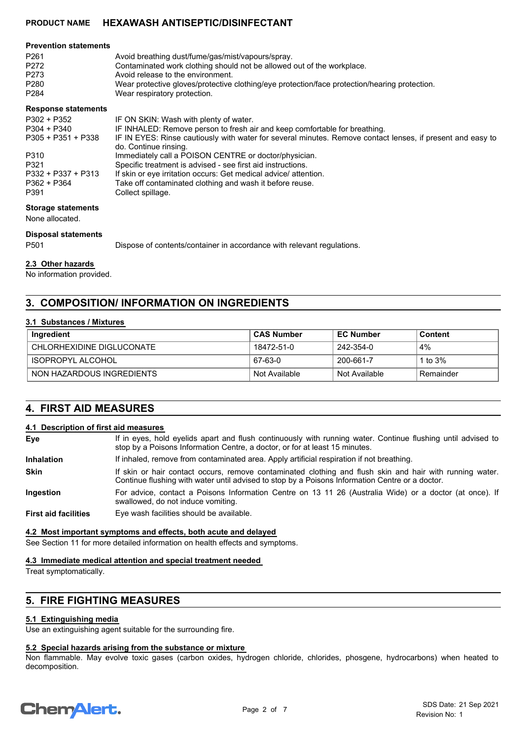#### Prevention statements

| | |
|---|---|
| P261 | Avoid breathing dust/fume/gas/mist/vapours/spray. |
| P272 | Contaminated work clothing should not be allowed out of the workplace. |
| P273 | Avoid release to the environment. |
| P280 | Wear protective gloves/protective clothing/eye protection/face protection/hearing protection. |
| P284 | Wear respiratory protection. |

#### Response statements

| | |
|---|---|
| P302 + P352 | IF ON SKIN: Wash with plenty of water. |
| P304 + P340 | IF INHALED: Remove person to fresh air and keep comfortable for breathing. |
| P305 + P351 + P338 | IF IN EYES: Rinse cautiously with water for several minutes. Remove contact lenses, if present and easy to do. Continue rinsing. |
| P310 | Immediately call a POISON CENTRE or doctor/physician. |
| P321 | Specific treatment is advised - see first aid instructions. |
| P332 + P337 + P313 | If skin or eye irritation occurs: Get medical advice/ attention. |
| P362 + P364 | Take off contaminated clothing and wash it before reuse. |
| P391 | Collect spillage. |

#### Storage statements

None allocated.

#### Disposal statements

| | |
|---|---|
| P501 | Dispose of contents/container in accordance with relevant regulations. |

### 2.3 Other hazards

No information provided.

## 3. COMPOSITION/ INFORMATION ON INGREDIENTS

### 3.1 Substances / Mixtures

| Ingredient | CAS Number | EC Number | Content |
|---|---|---|---|
| CHLORHEXIDINE DIGLUCONATE | 18472-51-0 | 242-354-0 | 4% |
| ISOPROPYL ALCOHOL | 67-63-0 | 200-661-7 | 1 to 3% |
| NON HAZARDOUS INGREDIENTS | Not Available | Not Available | Remainder |

## 4. FIRST AID MEASURES

### 4.1 Description of first aid measures

| | |
|---|---|
| **Eye** | If in eyes, hold eyelids apart and flush continuously with running water. Continue flushing until advised to stop by a Poisons Information Centre, a doctor, or for at least 15 minutes. |
| **Inhalation** | If inhaled, remove from contaminated area. Apply artificial respiration if not breathing. |
| **Skin** | If skin or hair contact occurs, remove contaminated clothing and flush skin and hair with running water. Continue flushing with water until advised to stop by a Poisons Information Centre or a doctor. |
| **Ingestion** | For advice, contact a Poisons Information Centre on 13 11 26 (Australia Wide) or a doctor (at once). If swallowed, do not induce vomiting. |
| **First aid facilities** | Eye wash facilities should be available. |

### 4.2 Most important symptoms and effects, both acute and delayed

See Section 11 for more detailed information on health effects and symptoms.

### 4.3 Immediate medical attention and special treatment needed

Treat symptomatically.

## 5. FIRE FIGHTING MEASURES

### 5.1 Extinguishing media

Use an extinguishing agent suitable for the surrounding fire.

### 5.2 Special hazards arising from the substance or mixture

Non flammable. May evolve toxic gases (carbon oxides, hydrogen chloride, chlorides, phosgene, hydrocarbons) when heated to decomposition.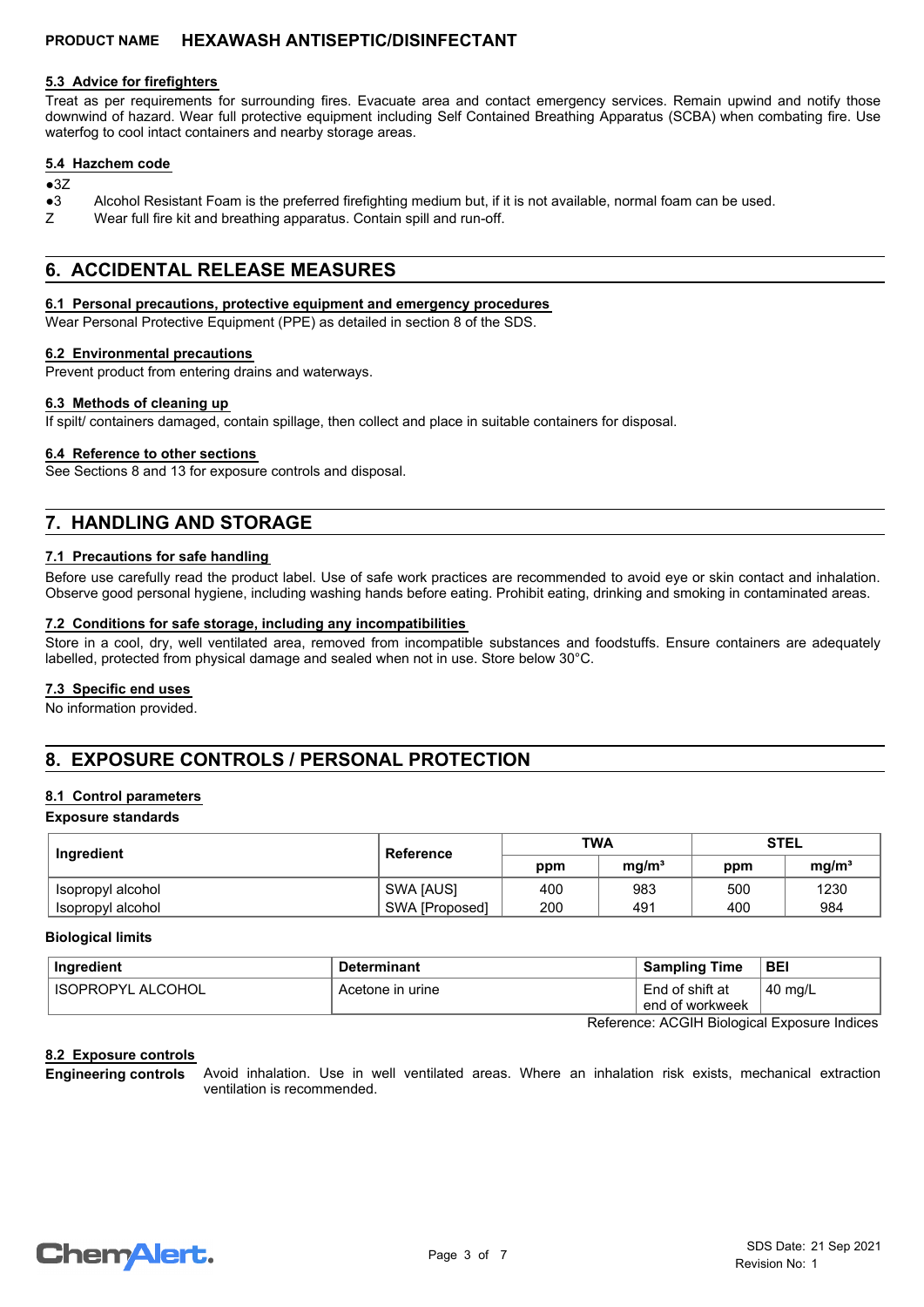### 5.3 Advice for firefighters

Treat as per requirements for surrounding fires. Evacuate area and contact emergency services. Remain upwind and notify those downwind of hazard. Wear full protective equipment including Self Contained Breathing Apparatus (SCBA) when combating fire. Use waterfog to cool intact containers and nearby storage areas.

### 5.4 Hazchem code

●3Z

●3 Alcohol Resistant Foam is the preferred firefighting medium but, if it is not available, normal foam can be used.

Z Wear full fire kit and breathing apparatus. Contain spill and run-off.

## 6. ACCIDENTAL RELEASE MEASURES

### 6.1 Personal precautions, protective equipment and emergency procedures

Wear Personal Protective Equipment (PPE) as detailed in section 8 of the SDS.

### 6.2 Environmental precautions

Prevent product from entering drains and waterways.

### 6.3 Methods of cleaning up

If spilt/ containers damaged, contain spillage, then collect and place in suitable containers for disposal.

### 6.4 Reference to other sections

See Sections 8 and 13 for exposure controls and disposal.

## 7. HANDLING AND STORAGE

### 7.1 Precautions for safe handling

Before use carefully read the product label. Use of safe work practices are recommended to avoid eye or skin contact and inhalation. Observe good personal hygiene, including washing hands before eating. Prohibit eating, drinking and smoking in contaminated areas.

### 7.2 Conditions for safe storage, including any incompatibilities

Store in a cool, dry, well ventilated area, removed from incompatible substances and foodstuffs. Ensure containers are adequately labelled, protected from physical damage and sealed when not in use. Store below 30°C.

### 7.3 Specific end uses

No information provided.

## 8. EXPOSURE CONTROLS / PERSONAL PROTECTION

### 8.1 Control parameters

**Exposure standards**

| Ingredient | Reference | TWA | | STEL | |
|---|---|---|---|---|---|
| | | ppm | mg/m³ | ppm | mg/m³ |
| Isopropyl alcohol | SWA [AUS] | 400 | 983 | 500 | 1230 |
| Isopropyl alcohol | SWA [Proposed] | 200 | 491 | 400 | 984 |

**Biological limits**

| Ingredient | Determinant | Sampling Time | BEI |
|---|---|---|---|
| ISOPROPYL ALCOHOL | Acetone in urine | End of shift at end of workweek | 40 mg/L |

Reference: ACGIH Biological Exposure Indices

### 8.2 Exposure controls

**Engineering controls** Avoid inhalation. Use in well ventilated areas. Where an inhalation risk exists, mechanical extraction ventilation is recommended.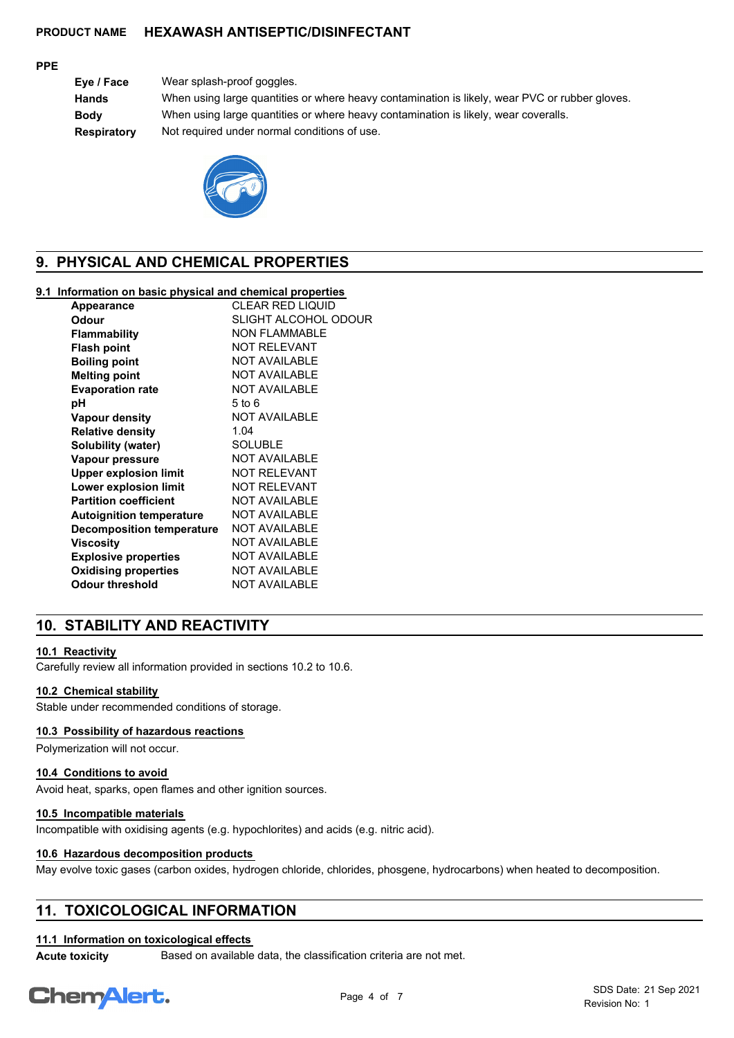**PRODUCT NAME** **HEXAWASH ANTISEPTIC/DISINFECTANT**

**PPE**

| | |
|---|---|
| **Eye / Face** | Wear splash-proof goggles. |
| **Hands** | When using large quantities or where heavy contamination is likely, wear PVC or rubber gloves. |
| **Body** | When using large quantities or where heavy contamination is likely, wear coveralls. |
| **Respiratory** | Not required under normal conditions of use. |

## 9. PHYSICAL AND CHEMICAL PROPERTIES

### 9.1 Information on basic physical and chemical properties

| | |
|---|---|
| **Appearance** | CLEAR RED LIQUID |
| **Odour** | SLIGHT ALCOHOL ODOUR |
| **Flammability** | NON FLAMMABLE |
| **Flash point** | NOT RELEVANT |
| **Boiling point** | NOT AVAILABLE |
| **Melting point** | NOT AVAILABLE |
| **Evaporation rate** | NOT AVAILABLE |
| **pH** | 5 to 6 |
| **Vapour density** | NOT AVAILABLE |
| **Relative density** | 1.04 |
| **Solubility (water)** | SOLUBLE |
| **Vapour pressure** | NOT AVAILABLE |
| **Upper explosion limit** | NOT RELEVANT |
| **Lower explosion limit** | NOT RELEVANT |
| **Partition coefficient** | NOT AVAILABLE |
| **Autoignition temperature** | NOT AVAILABLE |
| **Decomposition temperature** | NOT AVAILABLE |
| **Viscosity** | NOT AVAILABLE |
| **Explosive properties** | NOT AVAILABLE |
| **Oxidising properties** | NOT AVAILABLE |
| **Odour threshold** | NOT AVAILABLE |

## 10. STABILITY AND REACTIVITY

### 10.1 Reactivity

Carefully review all information provided in sections 10.2 to 10.6.

### 10.2 Chemical stability

Stable under recommended conditions of storage.

### 10.3 Possibility of hazardous reactions

Polymerization will not occur.

### 10.4 Conditions to avoid

Avoid heat, sparks, open flames and other ignition sources.

### 10.5 Incompatible materials

Incompatible with oxidising agents (e.g. hypochlorites) and acids (e.g. nitric acid).

### 10.6 Hazardous decomposition products

May evolve toxic gases (carbon oxides, hydrogen chloride, chlorides, phosgene, hydrocarbons) when heated to decomposition.

## 11. TOXICOLOGICAL INFORMATION

### 11.1 Information on toxicological effects

**Acute toxicity** Based on available data, the classification criteria are not met.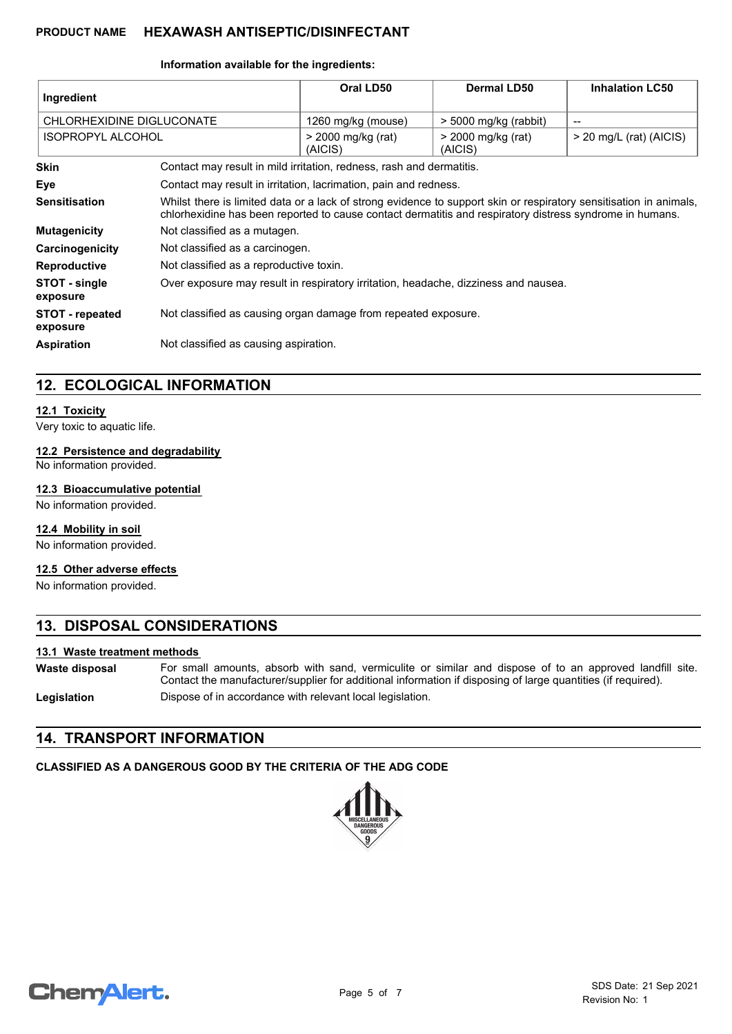**PRODUCT NAME** **HEXAWASH ANTISEPTIC/DISINFECTANT**

**Information available for the ingredients:**

| Ingredient | Oral LD50 | Dermal LD50 | Inhalation LC50 |
|---|---|---|---|
| CHLORHEXIDINE DIGLUCONATE | 1260 mg/kg (mouse) | > 5000 mg/kg (rabbit) | -- |
| ISOPROPYL ALCOHOL | > 2000 mg/kg (rat) (AICIS) | > 2000 mg/kg (rat) (AICIS) | > 20 mg/L (rat) (AICIS) |

**Skin** Contact may result in mild irritation, redness, rash and dermatitis.

**Eye** Contact may result in irritation, lacrimation, pain and redness.

**Sensitisation** Whilst there is limited data or a lack of strong evidence to support skin or respiratory sensitisation in animals, chlorhexidine has been reported to cause contact dermatitis and respiratory distress syndrome in humans.

**Mutagenicity** Not classified as a mutagen.

**Carcinogenicity** Not classified as a carcinogen.

**Reproductive** Not classified as a reproductive toxin.

**STOT - single exposure** Over exposure may result in respiratory irritation, headache, dizziness and nausea.

**STOT - repeated exposure** Not classified as causing organ damage from repeated exposure.

**Aspiration** Not classified as causing aspiration.

## 12. ECOLOGICAL INFORMATION

### 12.1 Toxicity

Very toxic to aquatic life.

### 12.2 Persistence and degradability

No information provided.

### 12.3 Bioaccumulative potential

No information provided.

### 12.4 Mobility in soil

No information provided.

### 12.5 Other adverse effects

No information provided.

## 13. DISPOSAL CONSIDERATIONS

### 13.1 Waste treatment methods

**Waste disposal** For small amounts, absorb with sand, vermiculite or similar and dispose of to an approved landfill site. Contact the manufacturer/supplier for additional information if disposing of large quantities (if required).

**Legislation** Dispose of in accordance with relevant local legislation.

## 14. TRANSPORT INFORMATION

**CLASSIFIED AS A DANGEROUS GOOD BY THE CRITERIA OF THE ADG CODE**

MISCELLANEOUS DANGEROUS GOODS 9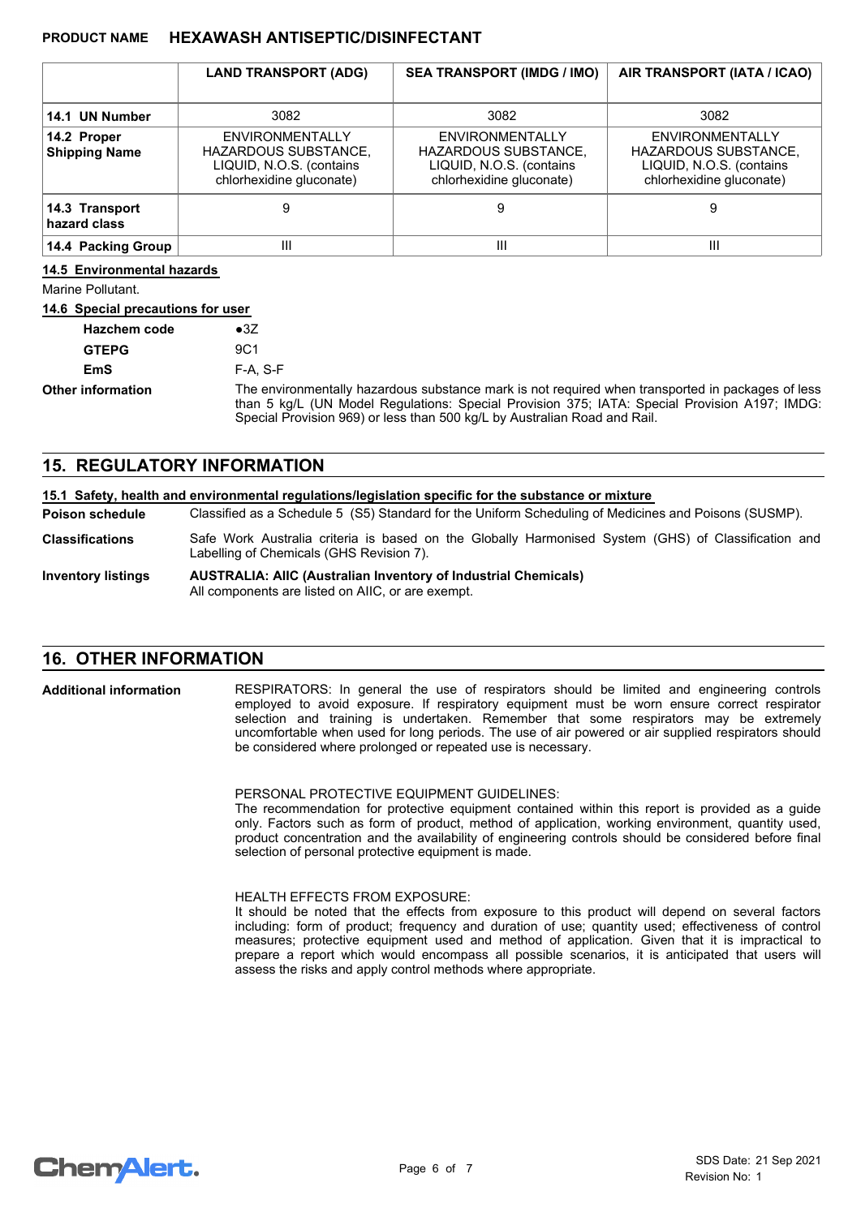| | LAND TRANSPORT (ADG) | SEA TRANSPORT (IMDG / IMO) | AIR TRANSPORT (IATA / ICAO) |
|---|---|---|---|
| **14.1 UN Number** | 3082 | 3082 | 3082 |
| **14.2 Proper Shipping Name** | ENVIRONMENTALLY HAZARDOUS SUBSTANCE, LIQUID, N.O.S. (contains chlorhexidine gluconate) | ENVIRONMENTALLY HAZARDOUS SUBSTANCE, LIQUID, N.O.S. (contains chlorhexidine gluconate) | ENVIRONMENTALLY HAZARDOUS SUBSTANCE, LIQUID, N.O.S. (contains chlorhexidine gluconate) |
| **14.3 Transport hazard class** | 9 | 9 | 9 |
| **14.4 Packing Group** | III | III | III |

**14.5 Environmental hazards**

Marine Pollutant.

**14.6 Special precautions for user**

**Hazchem code** ●3Z

**GTEPG** 9C1

**EmS** F-A, S-F

**Other information** The environmentally hazardous substance mark is not required when transported in packages of less than 5 kg/L (UN Model Regulations: Special Provision 375; IATA: Special Provision A197; IMDG: Special Provision 969) or less than 500 kg/L by Australian Road and Rail.

## 15. REGULATORY INFORMATION

**15.1 Safety, health and environmental regulations/legislation specific for the substance or mixture**

**Poison schedule** Classified as a Schedule 5 (S5) Standard for the Uniform Scheduling of Medicines and Poisons (SUSMP).

**Classifications** Safe Work Australia criteria is based on the Globally Harmonised System (GHS) of Classification and Labelling of Chemicals (GHS Revision 7).

**Inventory listings** **AUSTRALIA: AIIC (Australian Inventory of Industrial Chemicals)**
All components are listed on AIIC, or are exempt.

## 16. OTHER INFORMATION

**Additional information** RESPIRATORS: In general the use of respirators should be limited and engineering controls employed to avoid exposure. If respiratory equipment must be worn ensure correct respirator selection and training is undertaken. Remember that some respirators may be extremely uncomfortable when used for long periods. The use of air powered or air supplied respirators should be considered where prolonged or repeated use is necessary.

PERSONAL PROTECTIVE EQUIPMENT GUIDELINES:
The recommendation for protective equipment contained within this report is provided as a guide only. Factors such as form of product, method of application, working environment, quantity used, product concentration and the availability of engineering controls should be considered before final selection of personal protective equipment is made.

HEALTH EFFECTS FROM EXPOSURE:
It should be noted that the effects from exposure to this product will depend on several factors including: form of product; frequency and duration of use; quantity used; effectiveness of control measures; protective equipment used and method of application. Given that it is impractical to prepare a report which would encompass all possible scenarios, it is anticipated that users will assess the risks and apply control methods where appropriate.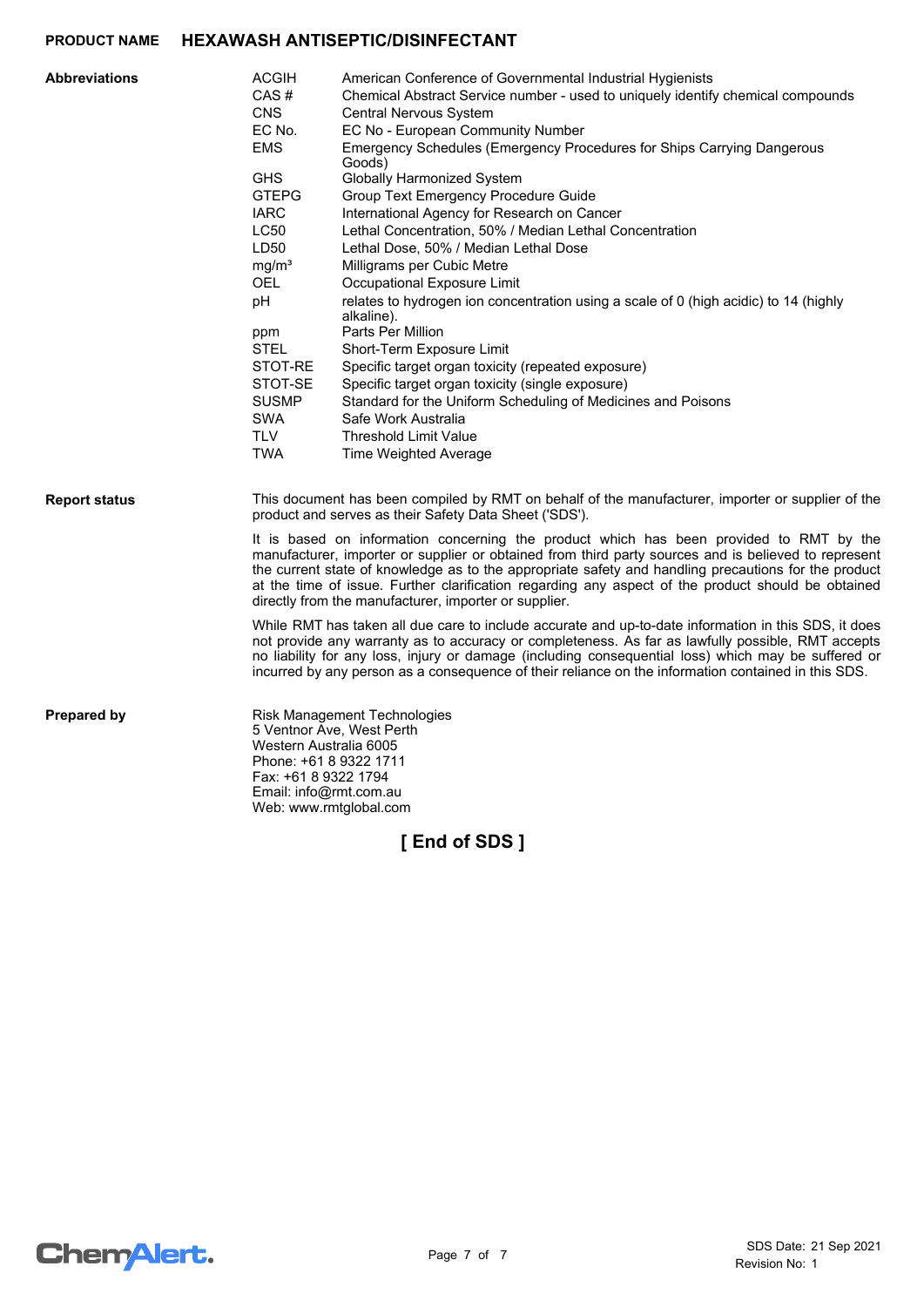**PRODUCT NAME** **HEXAWASH ANTISEPTIC/DISINFECTANT**

**Abbreviations**

| | |
|---|---|
| ACGIH | American Conference of Governmental Industrial Hygienists |
| CAS # | Chemical Abstract Service number - used to uniquely identify chemical compounds |
| CNS | Central Nervous System |
| EC No. | EC No - European Community Number |
| EMS | Emergency Schedules (Emergency Procedures for Ships Carrying Dangerous Goods) |
| GHS | Globally Harmonized System |
| GTEPG | Group Text Emergency Procedure Guide |
| IARC | International Agency for Research on Cancer |
| LC50 | Lethal Concentration, 50% / Median Lethal Concentration |
| LD50 | Lethal Dose, 50% / Median Lethal Dose |
| $mg/m^3$ | Milligrams per Cubic Metre |
| OEL | Occupational Exposure Limit |
| pH | relates to hydrogen ion concentration using a scale of 0 (high acidic) to 14 (highly alkaline). |
| ppm | Parts Per Million |
| STEL | Short-Term Exposure Limit |
| STOT-RE | Specific target organ toxicity (repeated exposure) |
| STOT-SE | Specific target organ toxicity (single exposure) |
| SUSMP | Standard for the Uniform Scheduling of Medicines and Poisons |
| SWA | Safe Work Australia |
| TLV | Threshold Limit Value |
| TWA | Time Weighted Average |

**Report status**

This document has been compiled by RMT on behalf of the manufacturer, importer or supplier of the product and serves as their Safety Data Sheet ('SDS').

It is based on information concerning the product which has been provided to RMT by the manufacturer, importer or supplier or obtained from third party sources and is believed to represent the current state of knowledge as to the appropriate safety and handling precautions for the product at the time of issue. Further clarification regarding any aspect of the product should be obtained directly from the manufacturer, importer or supplier.

While RMT has taken all due care to include accurate and up-to-date information in this SDS, it does not provide any warranty as to accuracy or completeness. As far as lawfully possible, RMT accepts no liability for any loss, injury or damage (including consequential loss) which may be suffered or incurred by any person as a consequence of their reliance on the information contained in this SDS.

**Prepared by**

Risk Management Technologies
5 Ventnor Ave, West Perth
Western Australia 6005
Phone: +61 8 9322 1711
Fax: +61 8 9322 1794
Email: info@rmt.com.au
Web: www.rmtglobal.com

**[ End of SDS ]**

SDS Date: 21 Sep 2021
Revision No: 1